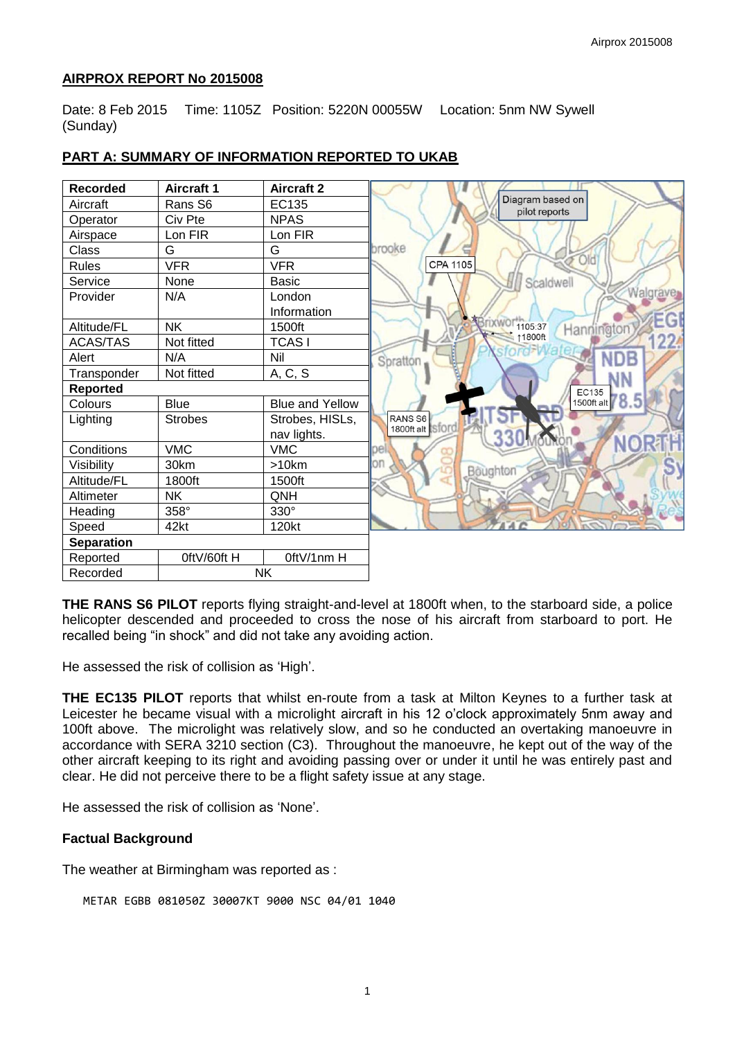## AIRPROX REPORT No 2015008

Date: 8 Feb 2015 (Sunday) Time: 1105Z Position: 5220N 00055W Location: 5nm NW Sywell

## PART A: SUMMARY OF INFORMATION REPORTED TO UKAB

| Recorded | Aircraft 1 | Aircraft 2 |
|---|---|---|
| Aircraft | Rans S6 | EC135 |
| Operator | Civ Pte | NPAS |
| Airspace | Lon FIR | Lon FIR |
| Class | G | G |
| Rules | VFR | VFR |
| Service | None | Basic |
| Provider | N/A | London Information |
| Altitude/FL | NK | 1500ft |
| ACAS/TAS | Not fitted | TCAS I |
| Alert | N/A | Nil |
| Transponder | Not fitted | A, C, S |
| **Reported** | | |
| Colours | Blue | Blue and Yellow |
| Lighting | Strobes | Strobes, HISLs, nav lights. |
| Conditions | VMC | VMC |
| Visibility | 30km | >10km |
| Altitude/FL | 1800ft | 1500ft |
| Altimeter | NK | QNH |
| Heading | 358° | 330° |
| Speed | 42kt | 120kt |
| **Separation** | | |
| Reported | 0ftV/60ft H | 0ftV/1nm H |
| Recorded | NK | |

Diagram based on pilot reports

**THE RANS S6 PILOT** reports flying straight-and-level at 1800ft when, to the starboard side, a police helicopter descended and proceeded to cross the nose of his aircraft from starboard to port. He recalled being "in shock" and did not take any avoiding action.

He assessed the risk of collision as 'High'.

**THE EC135 PILOT** reports that whilst en-route from a task at Milton Keynes to a further task at Leicester he became visual with a microlight aircraft in his 12 o'clock approximately 5nm away and 100ft above. The microlight was relatively slow, and so he conducted an overtaking manoeuvre in accordance with SERA 3210 section (C3). Throughout the manoeuvre, he kept out of the way of the other aircraft keeping to its right and avoiding passing over or under it until he was entirely past and clear. He did not perceive there to be a flight safety issue at any stage.

He assessed the risk of collision as 'None'.

### Factual Background

The weather at Birmingham was reported as :

```
METAR EGBB 081050Z 30007KT 9000 NSC 04/01 1040
```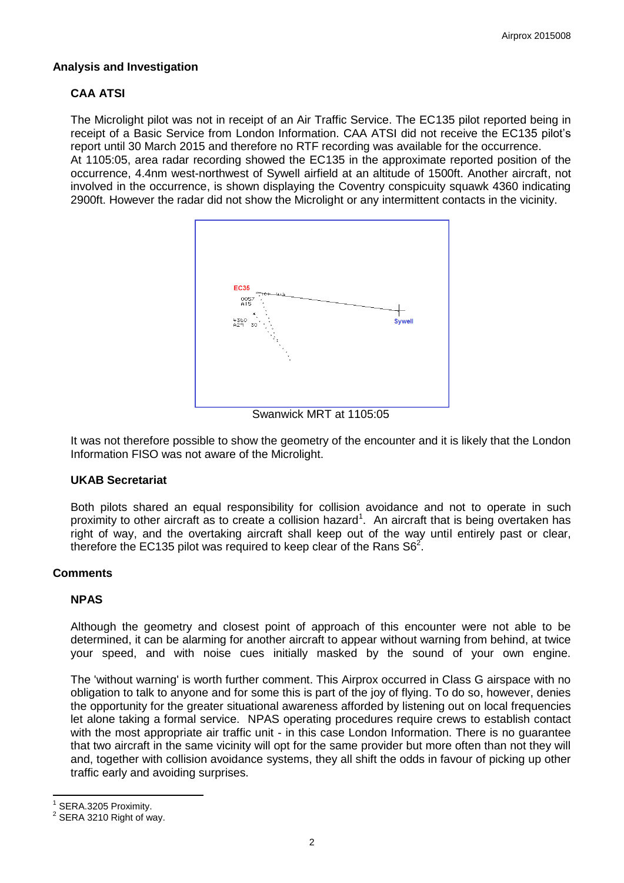## Analysis and Investigation

### CAA ATSI

The Microlight pilot was not in receipt of an Air Traffic Service. The EC135 pilot reported being in receipt of a Basic Service from London Information. CAA ATSI did not receive the EC135 pilot's report until 30 March 2015 and therefore no RTF recording was available for the occurrence.
At 1105:05, area radar recording showed the EC135 in the approximate reported position of the occurrence, 4.4nm west-northwest of Sywell airfield at an altitude of 1500ft. Another aircraft, not involved in the occurrence, is shown displaying the Coventry conspicuity squawk 4360 indicating 2900ft. However the radar did not show the Microlight or any intermittent contacts in the vicinity.

Swanwick MRT at 1105:05

It was not therefore possible to show the geometry of the encounter and it is likely that the London Information FISO was not aware of the Microlight.

### UKAB Secretariat

Both pilots shared an equal responsibility for collision avoidance and not to operate in such proximity to other aircraft as to create a collision hazard[1]. An aircraft that is being overtaken has right of way, and the overtaking aircraft shall keep out of the way until entirely past or clear, therefore the EC135 pilot was required to keep clear of the Rans S6[2].

## Comments

### NPAS

Although the geometry and closest point of approach of this encounter were not able to be determined, it can be alarming for another aircraft to appear without warning from behind, at twice your speed, and with noise cues initially masked by the sound of your own engine.

The 'without warning' is worth further comment. This Airprox occurred in Class G airspace with no obligation to talk to anyone and for some this is part of the joy of flying. To do so, however, denies the opportunity for the greater situational awareness afforded by listening out on local frequencies let alone taking a formal service. NPAS operating procedures require crews to establish contact with the most appropriate air traffic unit - in this case London Information. There is no guarantee that two aircraft in the same vicinity will opt for the same provider but more often than not they will and, together with collision avoidance systems, they all shift the odds in favour of picking up other traffic early and avoiding surprises.

---

[1] SERA.3205 Proximity.

[2] SERA 3210 Right of way.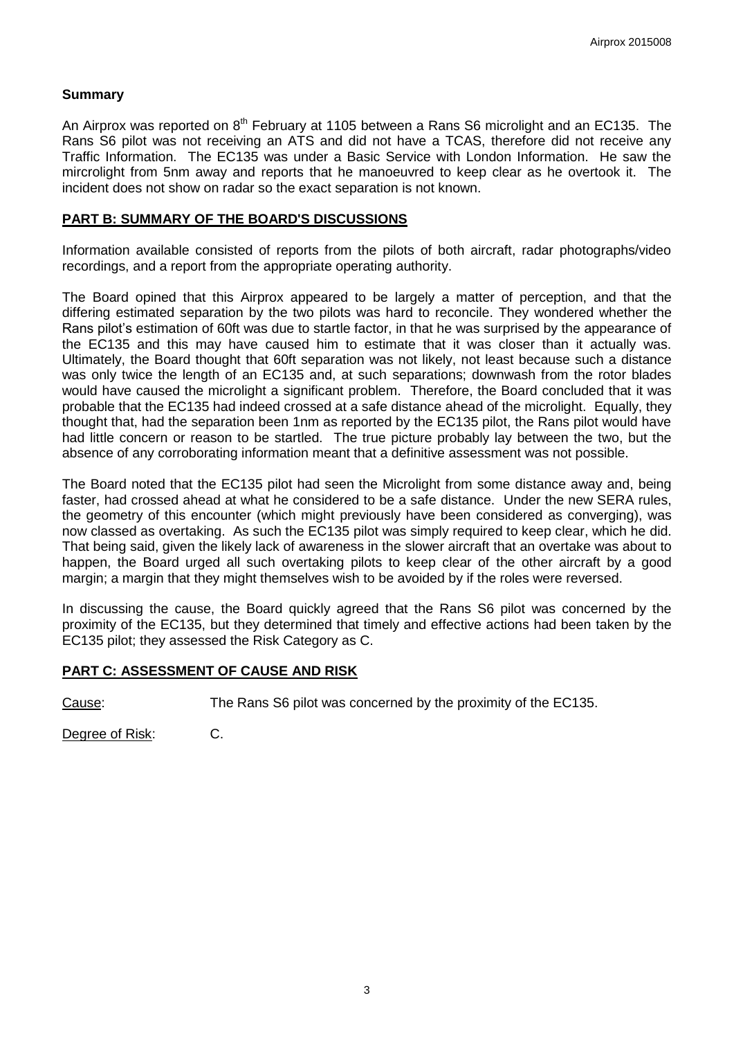## Summary

An Airprox was reported on 8th February at 1105 between a Rans S6 microlight and an EC135. The Rans S6 pilot was not receiving an ATS and did not have a TCAS, therefore did not receive any Traffic Information. The EC135 was under a Basic Service with London Information. He saw the mircrolight from 5nm away and reports that he manoeuvred to keep clear as he overtook it. The incident does not show on radar so the exact separation is not known.

## PART B: SUMMARY OF THE BOARD'S DISCUSSIONS

Information available consisted of reports from the pilots of both aircraft, radar photographs/video recordings, and a report from the appropriate operating authority.

The Board opined that this Airprox appeared to be largely a matter of perception, and that the differing estimated separation by the two pilots was hard to reconcile. They wondered whether the Rans pilot's estimation of 60ft was due to startle factor, in that he was surprised by the appearance of the EC135 and this may have caused him to estimate that it was closer than it actually was. Ultimately, the Board thought that 60ft separation was not likely, not least because such a distance was only twice the length of an EC135 and, at such separations; downwash from the rotor blades would have caused the microlight a significant problem. Therefore, the Board concluded that it was probable that the EC135 had indeed crossed at a safe distance ahead of the microlight. Equally, they thought that, had the separation been 1nm as reported by the EC135 pilot, the Rans pilot would have had little concern or reason to be startled. The true picture probably lay between the two, but the absence of any corroborating information meant that a definitive assessment was not possible.

The Board noted that the EC135 pilot had seen the Microlight from some distance away and, being faster, had crossed ahead at what he considered to be a safe distance. Under the new SERA rules, the geometry of this encounter (which might previously have been considered as converging), was now classed as overtaking. As such the EC135 pilot was simply required to keep clear, which he did. That being said, given the likely lack of awareness in the slower aircraft that an overtake was about to happen, the Board urged all such overtaking pilots to keep clear of the other aircraft by a good margin; a margin that they might themselves wish to be avoided by if the roles were reversed.

In discussing the cause, the Board quickly agreed that the Rans S6 pilot was concerned by the proximity of the EC135, but they determined that timely and effective actions had been taken by the EC135 pilot; they assessed the Risk Category as C.

## PART C: ASSESSMENT OF CAUSE AND RISK

Cause: The Rans S6 pilot was concerned by the proximity of the EC135.

Degree of Risk: C.